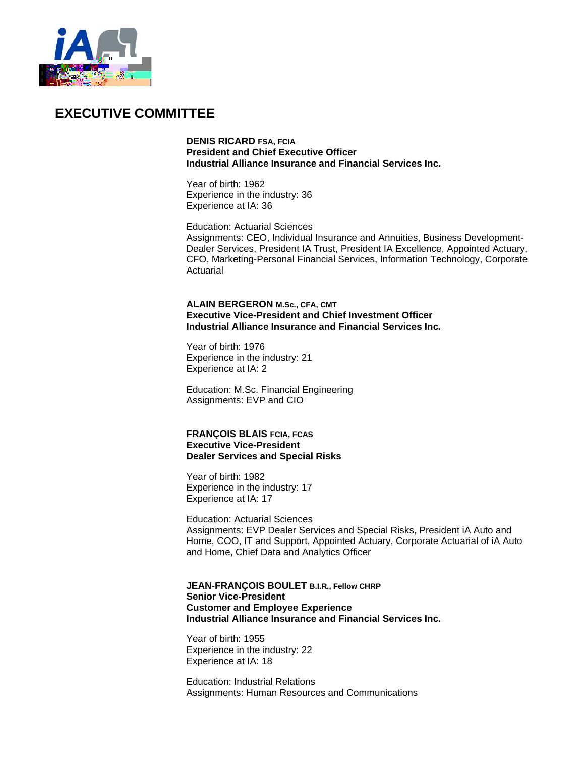# EXECUTIVE COMMITTEE

**DENIS RICARD FSA, FCIA**
**President and Chief Executive Officer**
**Industrial Alliance Insurance and Financial Services Inc.**

Year of birth: 1962
Experience in the industry: 36
Experience at IA: 36

Education: Actuarial Sciences
Assignments: CEO, Individual Insurance and Annuities, Business Development-Dealer Services, President IA Trust, President IA Excellence, Appointed Actuary, CFO, Marketing-Personal Financial Services, Information Technology, Corporate Actuarial

**ALAIN BERGERON M.Sc., CFA, CMT**
**Executive Vice-President and Chief Investment Officer**
**Industrial Alliance Insurance and Financial Services Inc.**

Year of birth: 1976
Experience in the industry: 21
Experience at IA: 2

Education: M.Sc. Financial Engineering
Assignments: EVP and CIO

**FRANÇOIS BLAIS FCIA, FCAS**
**Executive Vice-President**
**Dealer Services and Special Risks**

Year of birth: 1982
Experience in the industry: 17
Experience at IA: 17

Education: Actuarial Sciences
Assignments: EVP Dealer Services and Special Risks, President iA Auto and Home, COO, IT and Support, Appointed Actuary, Corporate Actuarial of iA Auto and Home, Chief Data and Analytics Officer

**JEAN-FRANÇOIS BOULET B.I.R., Fellow CHRP**
**Senior Vice-President**
**Customer and Employee Experience**
**Industrial Alliance Insurance and Financial Services Inc.**

Year of birth: 1955
Experience in the industry: 22
Experience at IA: 18

Education: Industrial Relations
Assignments: Human Resources and Communications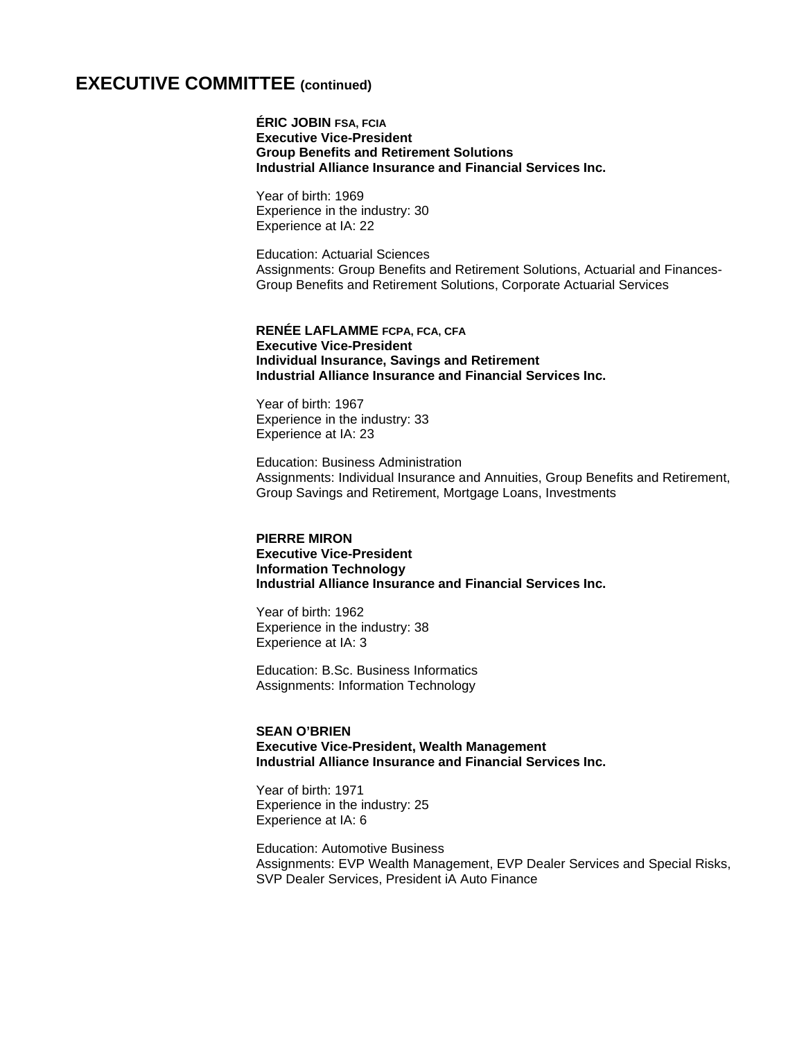## EXECUTIVE COMMITTEE (continued)

**ÉRIC JOBIN FSA, FCIA**
**Executive Vice-President**
**Group Benefits and Retirement Solutions**
**Industrial Alliance Insurance and Financial Services Inc.**

Year of birth: 1969
Experience in the industry: 30
Experience at IA: 22

Education: Actuarial Sciences
Assignments: Group Benefits and Retirement Solutions, Actuarial and Finances-Group Benefits and Retirement Solutions, Corporate Actuarial Services

**RENÉE LAFLAMME FCPA, FCA, CFA**
**Executive Vice-President**
**Individual Insurance, Savings and Retirement**
**Industrial Alliance Insurance and Financial Services Inc.**

Year of birth: 1967
Experience in the industry: 33
Experience at IA: 23

Education: Business Administration
Assignments: Individual Insurance and Annuities, Group Benefits and Retirement, Group Savings and Retirement, Mortgage Loans, Investments

**PIERRE MIRON**
**Executive Vice-President**
**Information Technology**
**Industrial Alliance Insurance and Financial Services Inc.**

Year of birth: 1962
Experience in the industry: 38
Experience at IA: 3

Education: B.Sc. Business Informatics
Assignments: Information Technology

**SEAN O'BRIEN**
**Executive Vice-President, Wealth Management**
**Industrial Alliance Insurance and Financial Services Inc.**

Year of birth: 1971
Experience in the industry: 25
Experience at IA: 6

Education: Automotive Business
Assignments: EVP Wealth Management, EVP Dealer Services and Special Risks, SVP Dealer Services, President iA Auto Finance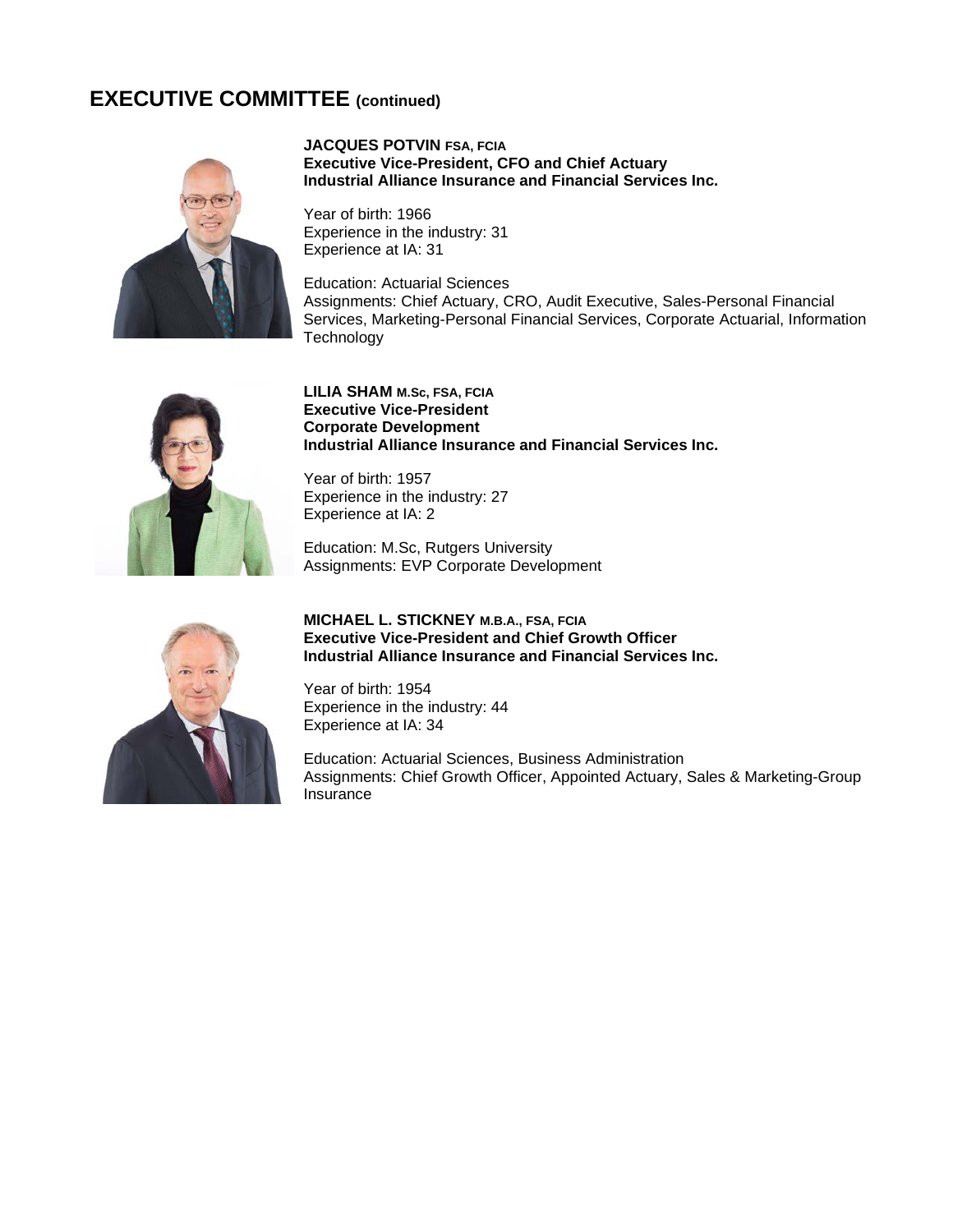## EXECUTIVE COMMITTEE (continued)

**JACQUES POTVIN FSA, FCIA**
**Executive Vice-President, CFO and Chief Actuary**
**Industrial Alliance Insurance and Financial Services Inc.**

Year of birth: 1966
Experience in the industry: 31
Experience at IA: 31

Education: Actuarial Sciences
Assignments: Chief Actuary, CRO, Audit Executive, Sales-Personal Financial Services, Marketing-Personal Financial Services, Corporate Actuarial, Information Technology

**LILIA SHAM M.Sc, FSA, FCIA**
**Executive Vice-President**
**Corporate Development**
**Industrial Alliance Insurance and Financial Services Inc.**

Year of birth: 1957
Experience in the industry: 27
Experience at IA: 2

Education: M.Sc, Rutgers University
Assignments: EVP Corporate Development

**MICHAEL L. STICKNEY M.B.A., FSA, FCIA**
**Executive Vice-President and Chief Growth Officer**
**Industrial Alliance Insurance and Financial Services Inc.**

Year of birth: 1954
Experience in the industry: 44
Experience at IA: 34

Education: Actuarial Sciences, Business Administration
Assignments: Chief Growth Officer, Appointed Actuary, Sales & Marketing-Group Insurance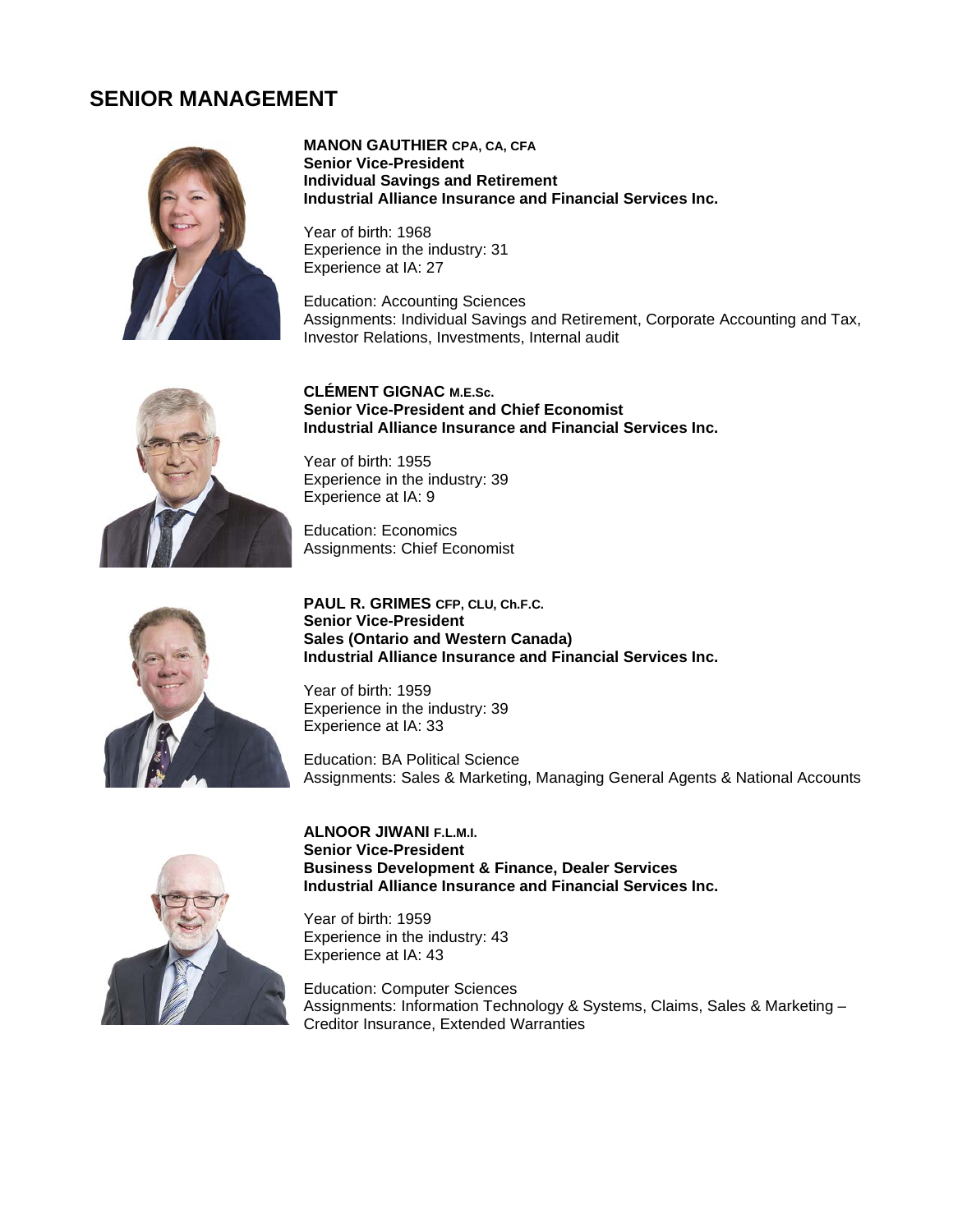# SENIOR MANAGEMENT

**MANON GAUTHIER CPA, CA, CFA**
**Senior Vice-President**
**Individual Savings and Retirement**
**Industrial Alliance Insurance and Financial Services Inc.**

Year of birth: 1968
Experience in the industry: 31
Experience at IA: 27

Education: Accounting Sciences
Assignments: Individual Savings and Retirement, Corporate Accounting and Tax, Investor Relations, Investments, Internal audit

**CLÉMENT GIGNAC M.E.Sc.**
**Senior Vice-President and Chief Economist**
**Industrial Alliance Insurance and Financial Services Inc.**

Year of birth: 1955
Experience in the industry: 39
Experience at IA: 9

Education: Economics
Assignments: Chief Economist

**PAUL R. GRIMES CFP, CLU, Ch.F.C.**
**Senior Vice-President**
**Sales (Ontario and Western Canada)**
**Industrial Alliance Insurance and Financial Services Inc.**

Year of birth: 1959
Experience in the industry: 39
Experience at IA: 33

Education: BA Political Science
Assignments: Sales & Marketing, Managing General Agents & National Accounts

**ALNOOR JIWANI F.L.M.I.**
**Senior Vice-President**
**Business Development & Finance, Dealer Services**
**Industrial Alliance Insurance and Financial Services Inc.**

Year of birth: 1959
Experience in the industry: 43
Experience at IA: 43

Education: Computer Sciences
Assignments: Information Technology & Systems, Claims, Sales & Marketing – Creditor Insurance, Extended Warranties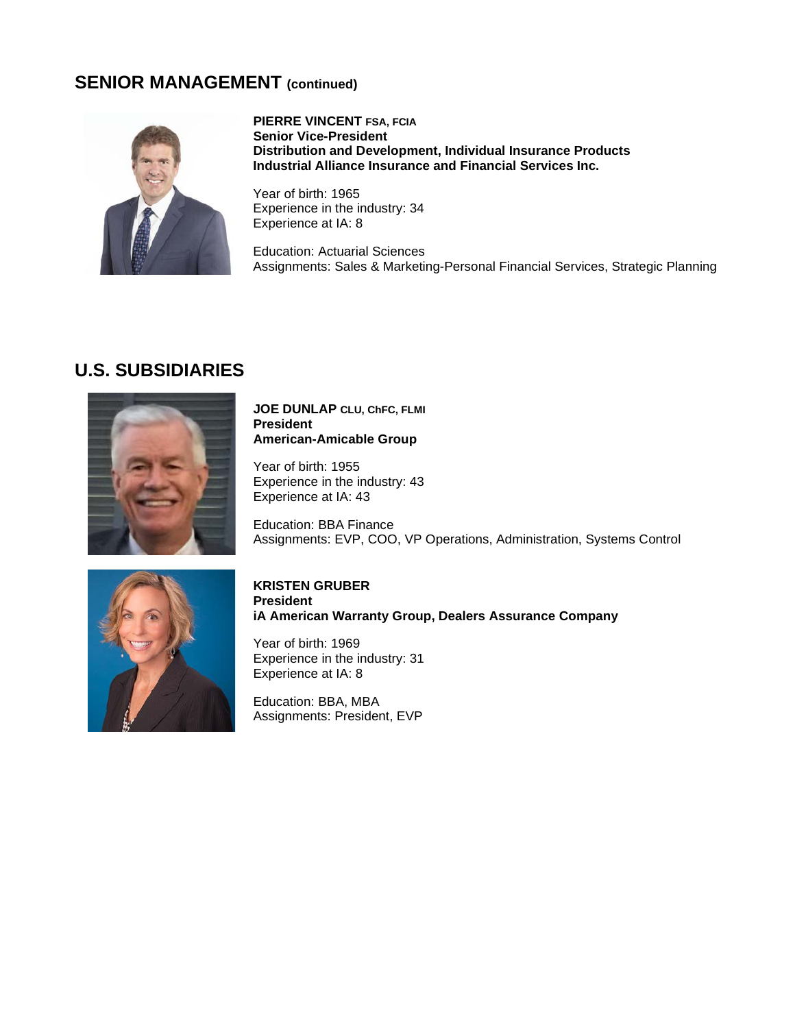## SENIOR MANAGEMENT (continued)

**PIERRE VINCENT FSA, FCIA**
**Senior Vice-President**
**Distribution and Development, Individual Insurance Products**
**Industrial Alliance Insurance and Financial Services Inc.**

Year of birth: 1965
Experience in the industry: 34
Experience at IA: 8

Education: Actuarial Sciences
Assignments: Sales & Marketing-Personal Financial Services, Strategic Planning

## U.S. SUBSIDIARIES

**JOE DUNLAP CLU, ChFC, FLMI**
**President**
**American-Amicable Group**

Year of birth: 1955
Experience in the industry: 43
Experience at IA: 43

Education: BBA Finance
Assignments: EVP, COO, VP Operations, Administration, Systems Control

**KRISTEN GRUBER**
**President**
**iA American Warranty Group, Dealers Assurance Company**

Year of birth: 1969
Experience in the industry: 31
Experience at IA: 8

Education: BBA, MBA
Assignments: President, EVP